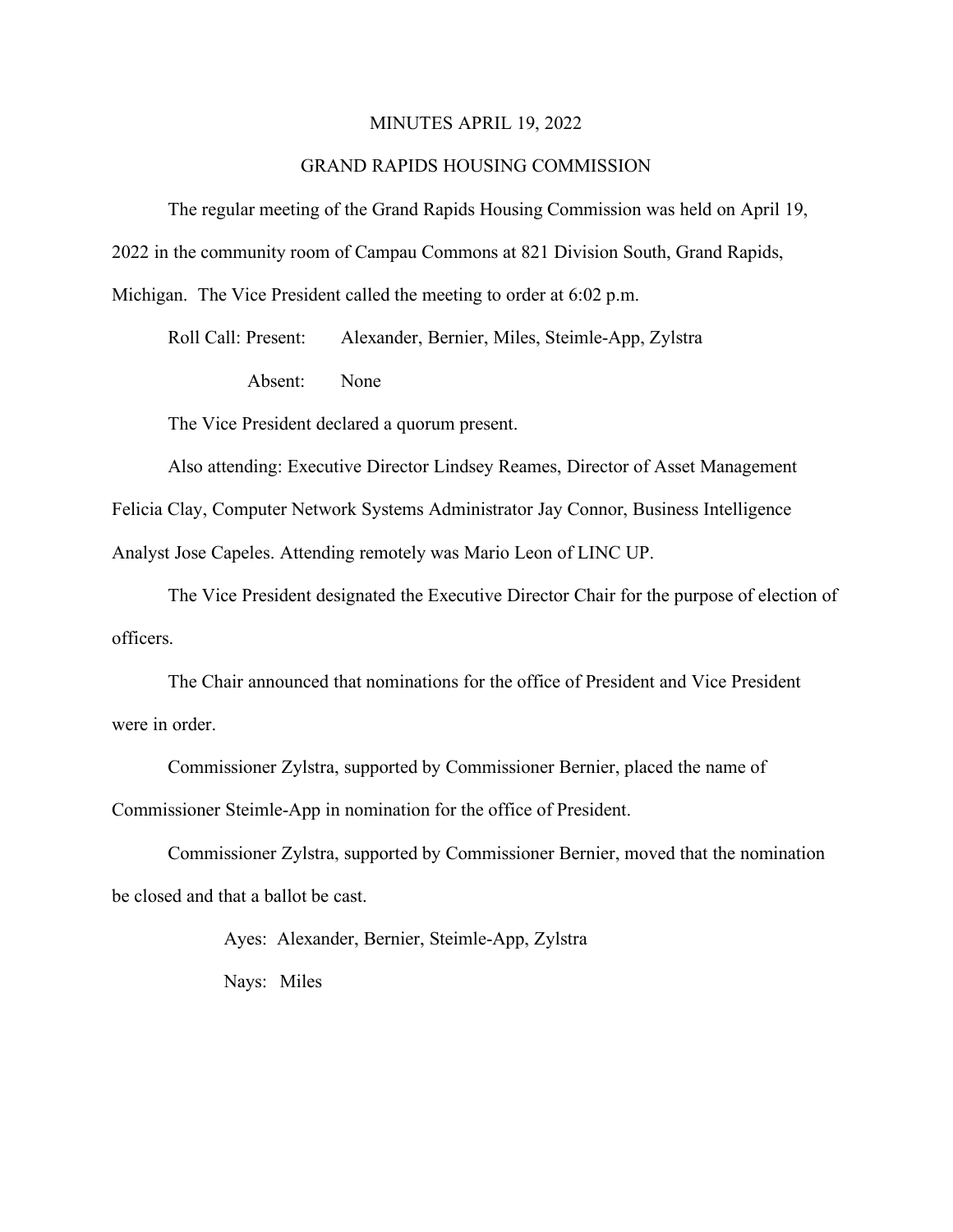# MINUTES APRIL 19, 2022

## GRAND RAPIDS HOUSING COMMISSION

The regular meeting of the Grand Rapids Housing Commission was held on April 19, 2022 in the community room of Campau Commons at 821 Division South, Grand Rapids, Michigan. The Vice President called the meeting to order at 6:02 p.m.

Roll Call: Present: Alexander, Bernier, Miles, Steimle-App, Zylstra

Absent: None

The Vice President declared a quorum present.

Also attending: Executive Director Lindsey Reames, Director of Asset Management Felicia Clay, Computer Network Systems Administrator Jay Connor, Business Intelligence Analyst Jose Capeles. Attending remotely was Mario Leon of LINC UP.

The Vice President designated the Executive Director Chair for the purpose of election of officers.

The Chair announced that nominations for the office of President and Vice President were in order.

Commissioner Zylstra, supported by Commissioner Bernier, placed the name of Commissioner Steimle-App in nomination for the office of President.

Commissioner Zylstra, supported by Commissioner Bernier, moved that the nomination be closed and that a ballot be cast.

Ayes: Alexander, Bernier, Steimle-App, Zylstra

Nays: Miles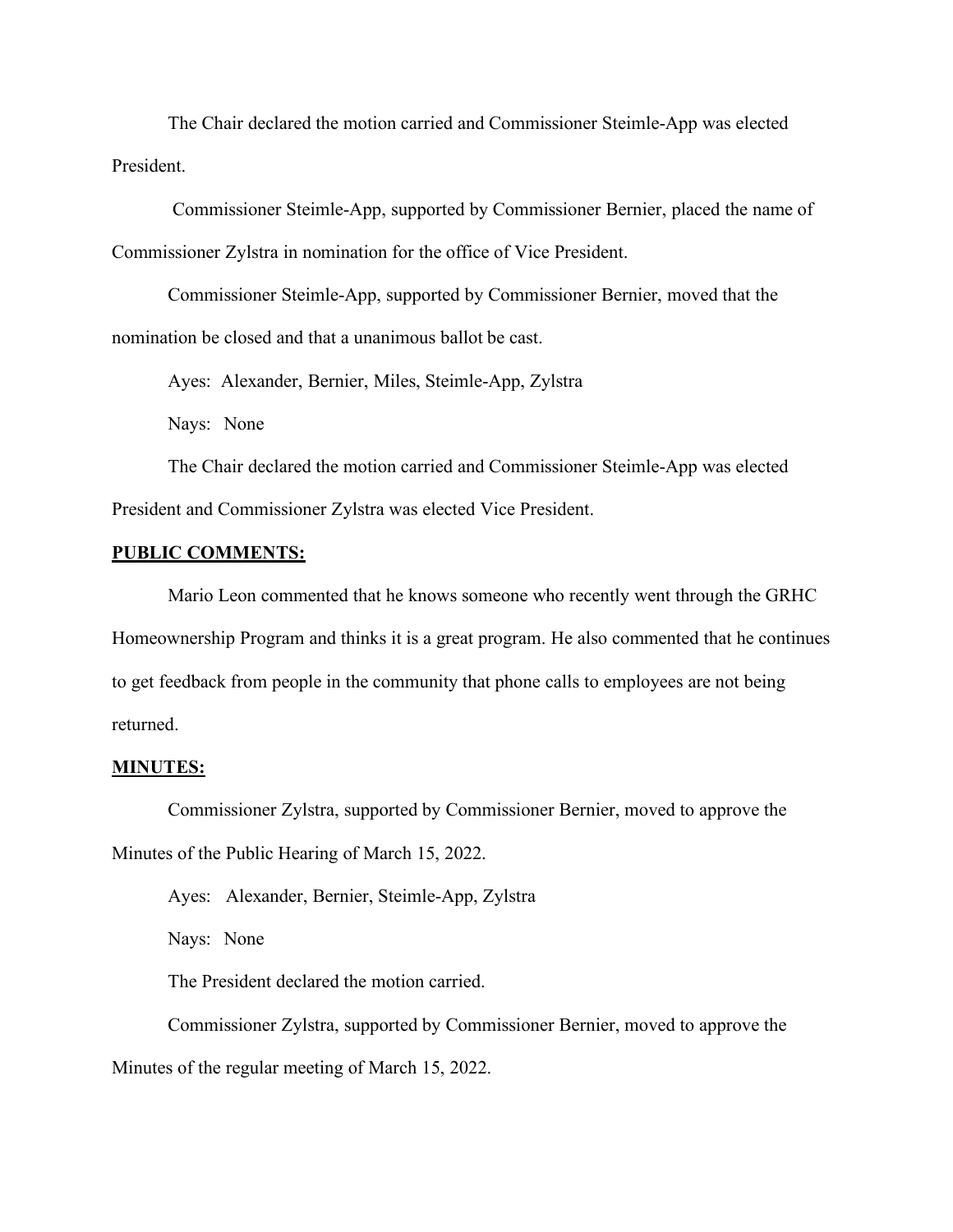The Chair declared the motion carried and Commissioner Steimle-App was elected President.

Commissioner Steimle-App, supported by Commissioner Bernier, placed the name of Commissioner Zylstra in nomination for the office of Vice President.

Commissioner Steimle-App, supported by Commissioner Bernier, moved that the nomination be closed and that a unanimous ballot be cast.

Ayes: Alexander, Bernier, Miles, Steimle-App, Zylstra

Nays: None

The Chair declared the motion carried and Commissioner Steimle-App was elected President and Commissioner Zylstra was elected Vice President.

**PUBLIC COMMENTS:**

Mario Leon commented that he knows someone who recently went through the GRHC Homeownership Program and thinks it is a great program. He also commented that he continues to get feedback from people in the community that phone calls to employees are not being returned.

**MINUTES:**

Commissioner Zylstra, supported by Commissioner Bernier, moved to approve the Minutes of the Public Hearing of March 15, 2022.

Ayes: Alexander, Bernier, Steimle-App, Zylstra

Nays: None

The President declared the motion carried.

Commissioner Zylstra, supported by Commissioner Bernier, moved to approve the Minutes of the regular meeting of March 15, 2022.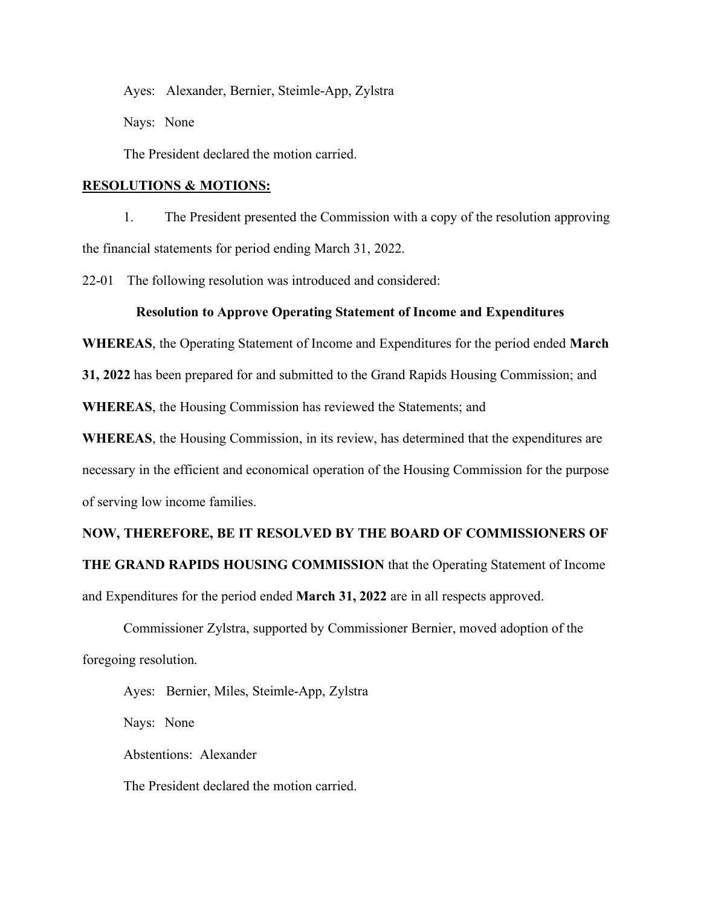Ayes: Alexander, Bernier, Steimle-App, Zylstra

Nays: None

The President declared the motion carried.

**RESOLUTIONS & MOTIONS:**

1. The President presented the Commission with a copy of the resolution approving the financial statements for period ending March 31, 2022.

22-01 The following resolution was introduced and considered:

**Resolution to Approve Operating Statement of Income and Expenditures**

**WHEREAS**, the Operating Statement of Income and Expenditures for the period ended **March 31, 2022** has been prepared for and submitted to the Grand Rapids Housing Commission; and

**WHEREAS**, the Housing Commission has reviewed the Statements; and

**WHEREAS**, the Housing Commission, in its review, has determined that the expenditures are necessary in the efficient and economical operation of the Housing Commission for the purpose of serving low income families.

**NOW, THEREFORE, BE IT RESOLVED BY THE BOARD OF COMMISSIONERS OF THE GRAND RAPIDS HOUSING COMMISSION** that the Operating Statement of Income and Expenditures for the period ended **March 31, 2022** are in all respects approved.

Commissioner Zylstra, supported by Commissioner Bernier, moved adoption of the foregoing resolution.

Ayes: Bernier, Miles, Steimle-App, Zylstra

Nays: None

Abstentions: Alexander

The President declared the motion carried.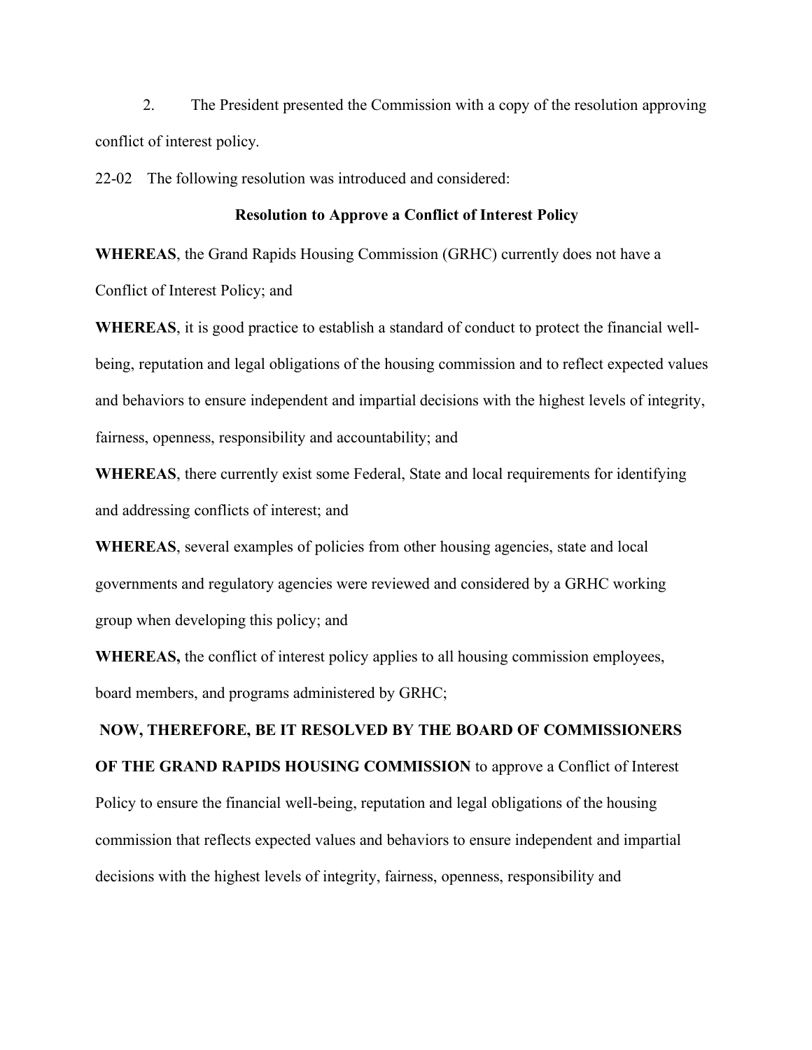2. The President presented the Commission with a copy of the resolution approving conflict of interest policy.

22-02 The following resolution was introduced and considered:

**Resolution to Approve a Conflict of Interest Policy**

**WHEREAS**, the Grand Rapids Housing Commission (GRHC) currently does not have a Conflict of Interest Policy; and

**WHEREAS**, it is good practice to establish a standard of conduct to protect the financial well-being, reputation and legal obligations of the housing commission and to reflect expected values and behaviors to ensure independent and impartial decisions with the highest levels of integrity, fairness, openness, responsibility and accountability; and

**WHEREAS**, there currently exist some Federal, State and local requirements for identifying and addressing conflicts of interest; and

**WHEREAS**, several examples of policies from other housing agencies, state and local governments and regulatory agencies were reviewed and considered by a GRHC working group when developing this policy; and

**WHEREAS,** the conflict of interest policy applies to all housing commission employees, board members, and programs administered by GRHC;

**NOW, THEREFORE, BE IT RESOLVED BY THE BOARD OF COMMISSIONERS OF THE GRAND RAPIDS HOUSING COMMISSION** to approve a Conflict of Interest Policy to ensure the financial well-being, reputation and legal obligations of the housing commission that reflects expected values and behaviors to ensure independent and impartial decisions with the highest levels of integrity, fairness, openness, responsibility and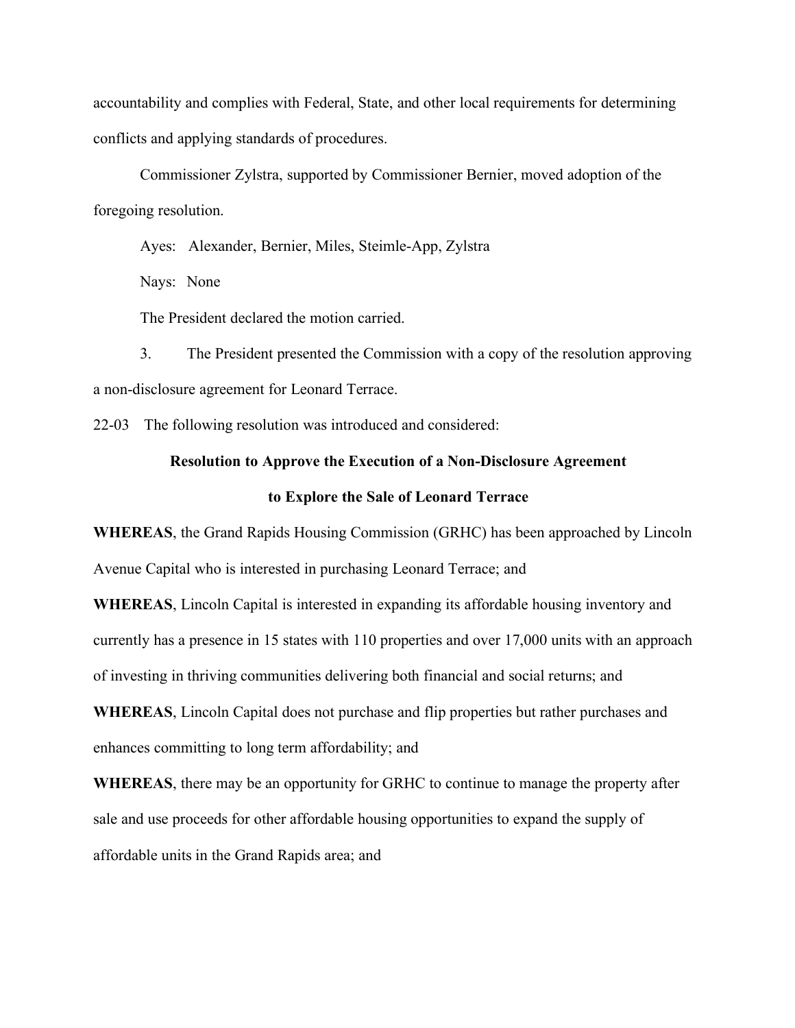accountability and complies with Federal, State, and other local requirements for determining conflicts and applying standards of procedures.

Commissioner Zylstra, supported by Commissioner Bernier, moved adoption of the foregoing resolution.

Ayes: Alexander, Bernier, Miles, Steimle-App, Zylstra

Nays: None

The President declared the motion carried.

3. The President presented the Commission with a copy of the resolution approving a non-disclosure agreement for Leonard Terrace.

22-03 The following resolution was introduced and considered:

**Resolution to Approve the Execution of a Non-Disclosure Agreement**

**to Explore the Sale of Leonard Terrace**

**WHEREAS**, the Grand Rapids Housing Commission (GRHC) has been approached by Lincoln Avenue Capital who is interested in purchasing Leonard Terrace; and

**WHEREAS**, Lincoln Capital is interested in expanding its affordable housing inventory and currently has a presence in 15 states with 110 properties and over 17,000 units with an approach of investing in thriving communities delivering both financial and social returns; and

**WHEREAS**, Lincoln Capital does not purchase and flip properties but rather purchases and enhances committing to long term affordability; and

**WHEREAS**, there may be an opportunity for GRHC to continue to manage the property after sale and use proceeds for other affordable housing opportunities to expand the supply of affordable units in the Grand Rapids area; and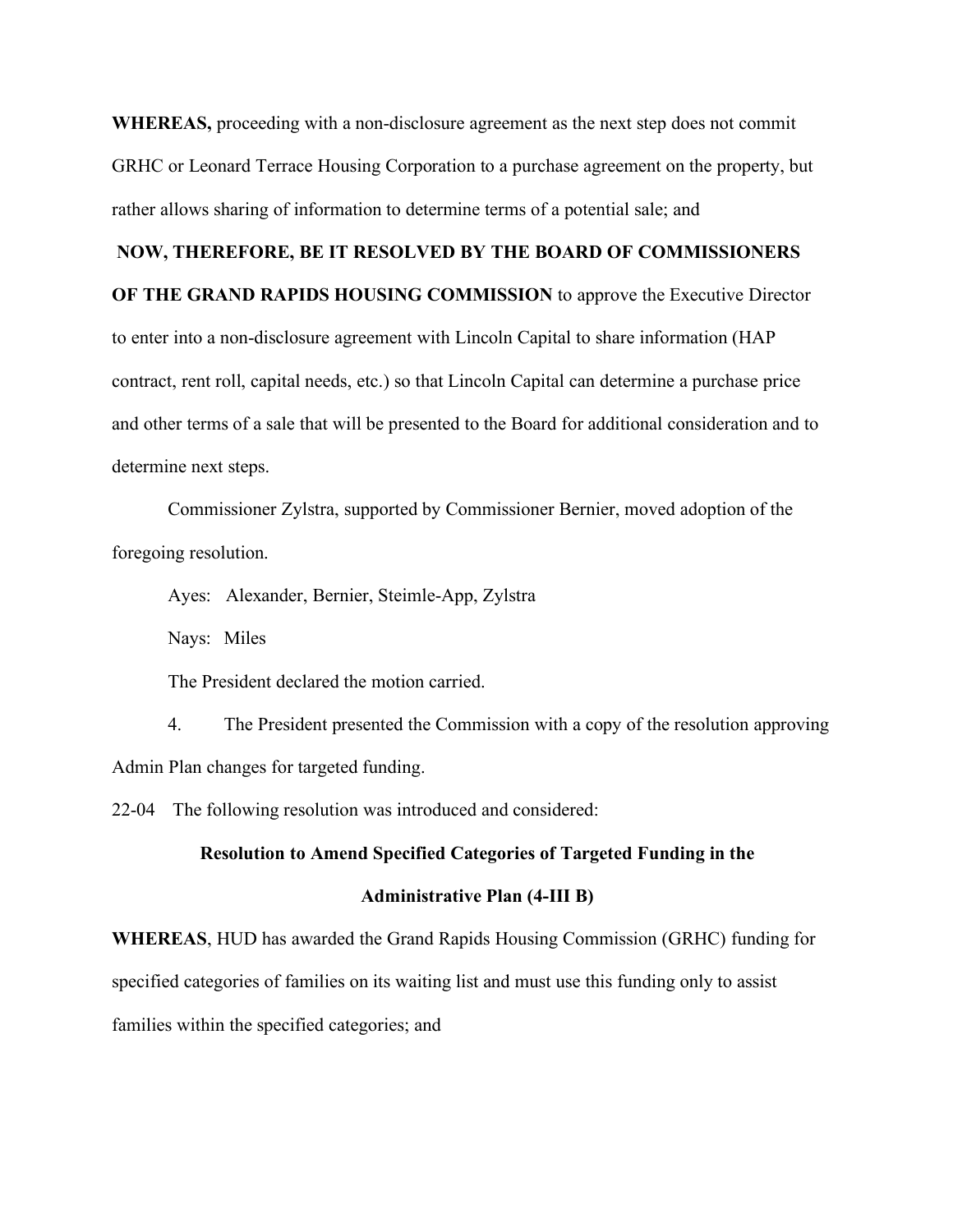**WHEREAS,** proceeding with a non-disclosure agreement as the next step does not commit GRHC or Leonard Terrace Housing Corporation to a purchase agreement on the property, but rather allows sharing of information to determine terms of a potential sale; and

**NOW, THEREFORE, BE IT RESOLVED BY THE BOARD OF COMMISSIONERS OF THE GRAND RAPIDS HOUSING COMMISSION** to approve the Executive Director to enter into a non-disclosure agreement with Lincoln Capital to share information (HAP contract, rent roll, capital needs, etc.) so that Lincoln Capital can determine a purchase price and other terms of a sale that will be presented to the Board for additional consideration and to determine next steps.

Commissioner Zylstra, supported by Commissioner Bernier, moved adoption of the foregoing resolution.

Ayes: Alexander, Bernier, Steimle-App, Zylstra

Nays: Miles

The President declared the motion carried.

4. The President presented the Commission with a copy of the resolution approving Admin Plan changes for targeted funding.

22-04 The following resolution was introduced and considered:

**Resolution to Amend Specified Categories of Targeted Funding in the Administrative Plan (4-III B)**

**WHEREAS**, HUD has awarded the Grand Rapids Housing Commission (GRHC) funding for specified categories of families on its waiting list and must use this funding only to assist families within the specified categories; and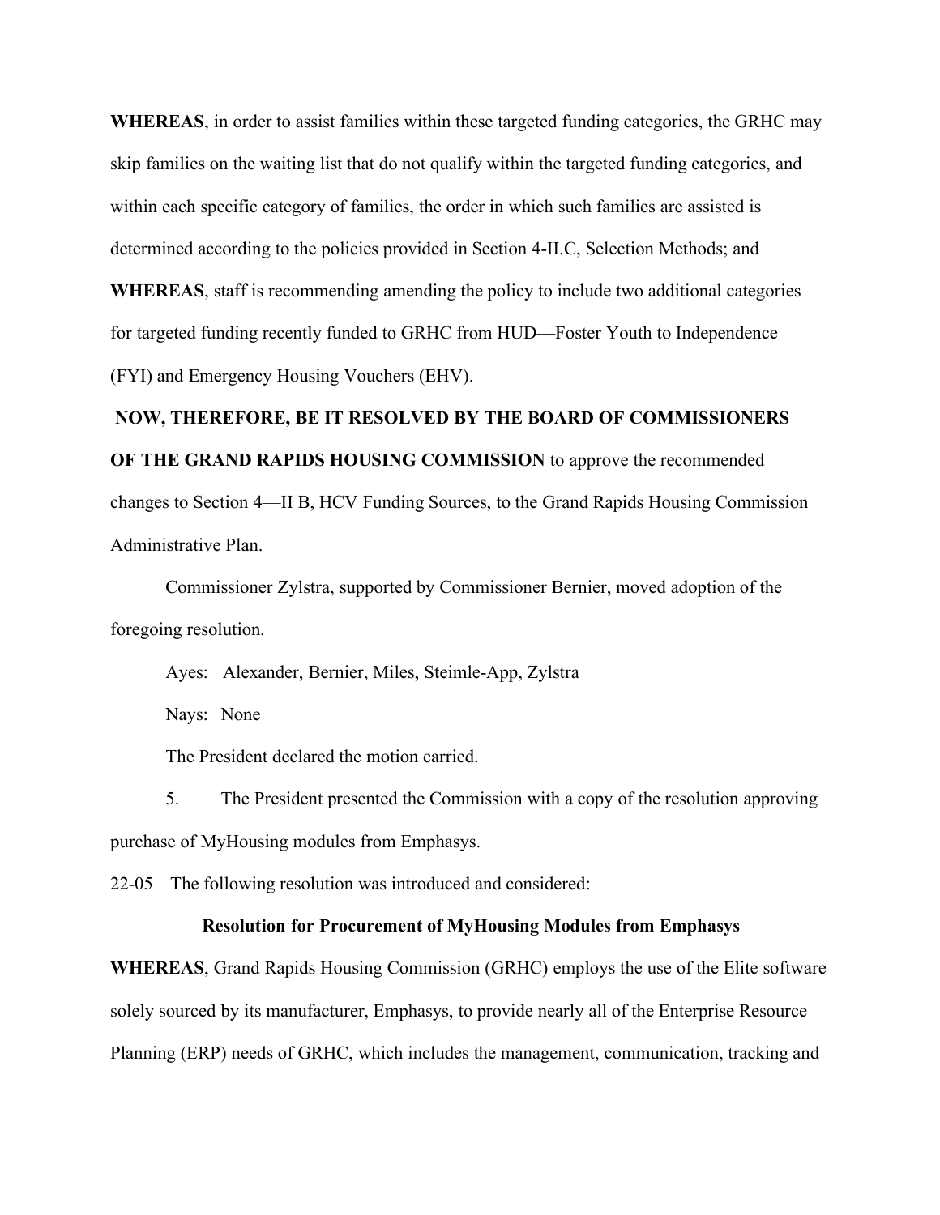**WHEREAS**, in order to assist families within these targeted funding categories, the GRHC may skip families on the waiting list that do not qualify within the targeted funding categories, and within each specific category of families, the order in which such families are assisted is determined according to the policies provided in Section 4-II.C, Selection Methods; and

**WHEREAS**, staff is recommending amending the policy to include two additional categories for targeted funding recently funded to GRHC from HUD—Foster Youth to Independence (FYI) and Emergency Housing Vouchers (EHV).

**NOW, THEREFORE, BE IT RESOLVED BY THE BOARD OF COMMISSIONERS OF THE GRAND RAPIDS HOUSING COMMISSION** to approve the recommended changes to Section 4—II B, HCV Funding Sources, to the Grand Rapids Housing Commission Administrative Plan.

Commissioner Zylstra, supported by Commissioner Bernier, moved adoption of the foregoing resolution.

Ayes: Alexander, Bernier, Miles, Steimle-App, Zylstra

Nays: None

The President declared the motion carried.

5. The President presented the Commission with a copy of the resolution approving purchase of MyHousing modules from Emphasys.

22-05 The following resolution was introduced and considered:

**Resolution for Procurement of MyHousing Modules from Emphasys**

**WHEREAS**, Grand Rapids Housing Commission (GRHC) employs the use of the Elite software solely sourced by its manufacturer, Emphasys, to provide nearly all of the Enterprise Resource Planning (ERP) needs of GRHC, which includes the management, communication, tracking and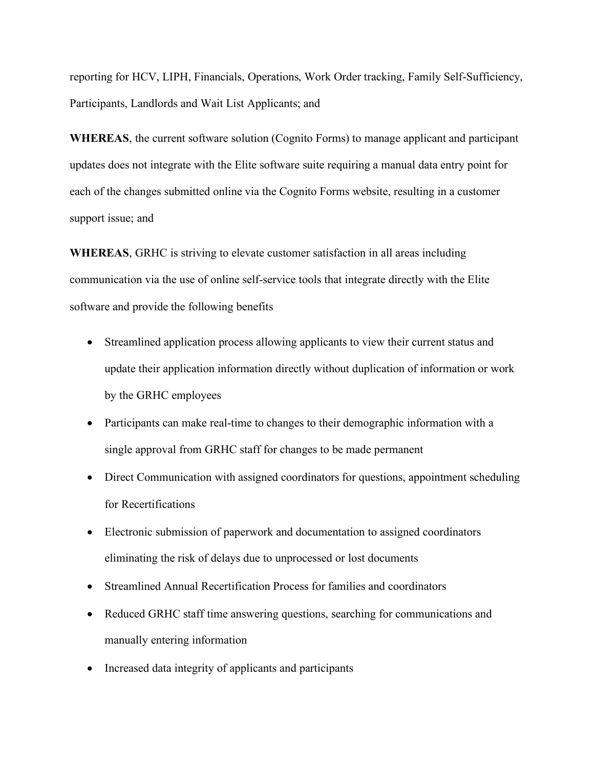reporting for HCV, LIPH, Financials, Operations, Work Order tracking, Family Self-Sufficiency, Participants, Landlords and Wait List Applicants; and

**WHEREAS**, the current software solution (Cognito Forms) to manage applicant and participant updates does not integrate with the Elite software suite requiring a manual data entry point for each of the changes submitted online via the Cognito Forms website, resulting in a customer support issue; and

**WHEREAS**, GRHC is striving to elevate customer satisfaction in all areas including communication via the use of online self-service tools that integrate directly with the Elite software and provide the following benefits

- Streamlined application process allowing applicants to view their current status and update their application information directly without duplication of information or work by the GRHC employees
- Participants can make real-time to changes to their demographic information with a single approval from GRHC staff for changes to be made permanent
- Direct Communication with assigned coordinators for questions, appointment scheduling for Recertifications
- Electronic submission of paperwork and documentation to assigned coordinators eliminating the risk of delays due to unprocessed or lost documents
- Streamlined Annual Recertification Process for families and coordinators
- Reduced GRHC staff time answering questions, searching for communications and manually entering information
- Increased data integrity of applicants and participants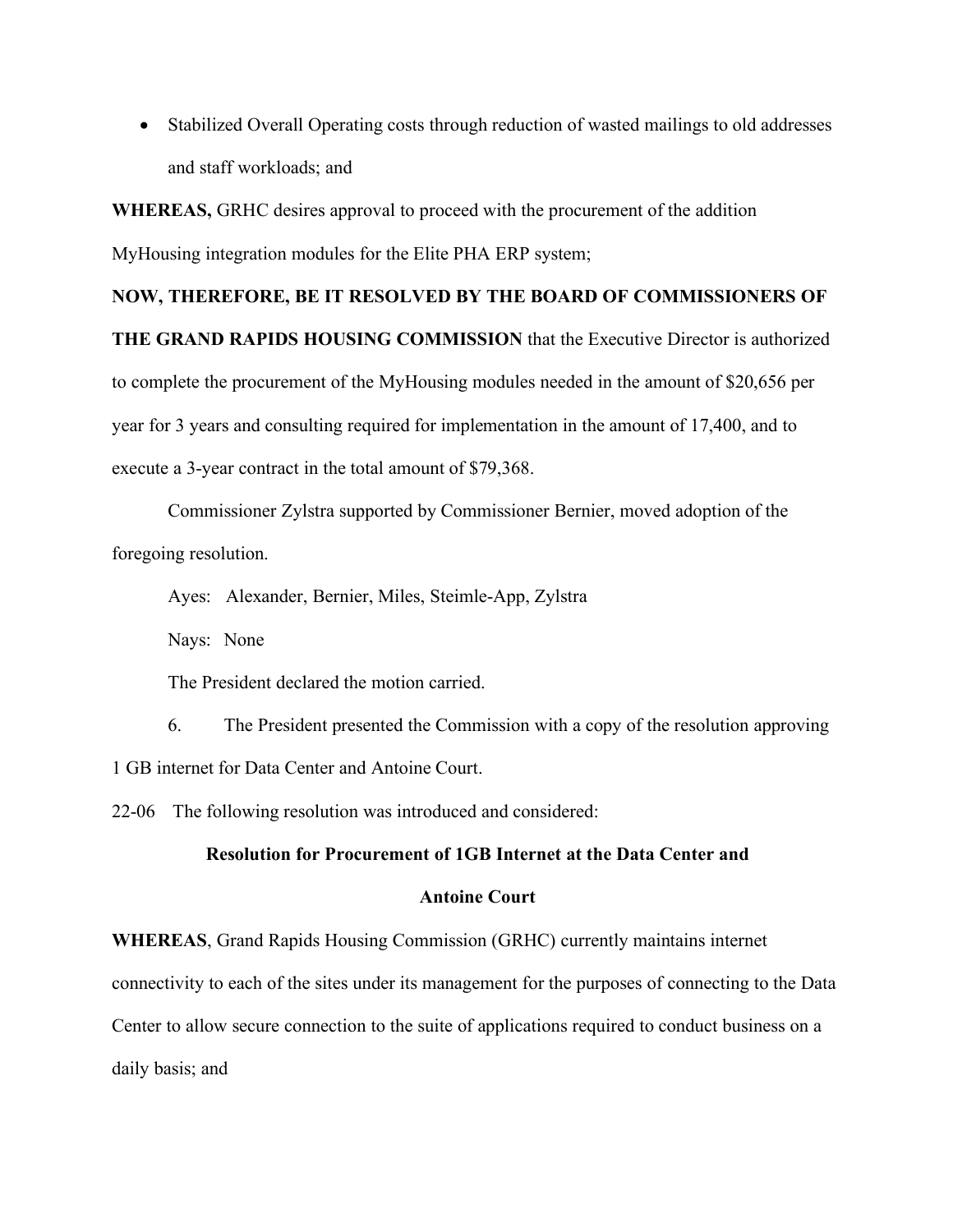- Stabilized Overall Operating costs through reduction of wasted mailings to old addresses and staff workloads; and

**WHEREAS,** GRHC desires approval to proceed with the procurement of the addition MyHousing integration modules for the Elite PHA ERP system;

**NOW, THEREFORE, BE IT RESOLVED BY THE BOARD OF COMMISSIONERS OF THE GRAND RAPIDS HOUSING COMMISSION** that the Executive Director is authorized to complete the procurement of the MyHousing modules needed in the amount of $20,656 per year for 3 years and consulting required for implementation in the amount of 17,400, and to execute a 3-year contract in the total amount of $79,368.

Commissioner Zylstra supported by Commissioner Bernier, moved adoption of the foregoing resolution.

Ayes: Alexander, Bernier, Miles, Steimle-App, Zylstra

Nays: None

The President declared the motion carried.

6. The President presented the Commission with a copy of the resolution approving 1 GB internet for Data Center and Antoine Court.

22-06 The following resolution was introduced and considered:

**Resolution for Procurement of 1GB Internet at the Data Center and Antoine Court**

**WHEREAS**, Grand Rapids Housing Commission (GRHC) currently maintains internet connectivity to each of the sites under its management for the purposes of connecting to the Data Center to allow secure connection to the suite of applications required to conduct business on a daily basis; and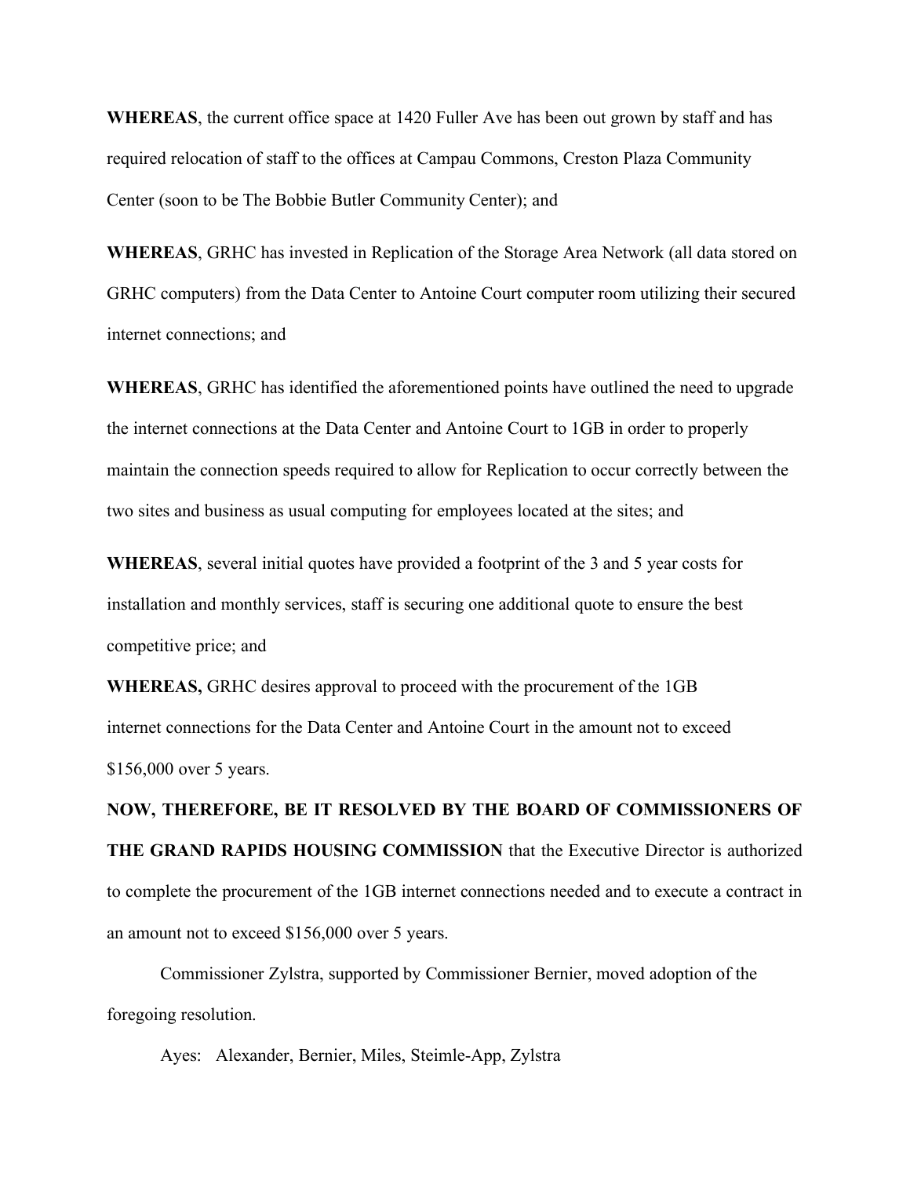**WHEREAS**, the current office space at 1420 Fuller Ave has been out grown by staff and has required relocation of staff to the offices at Campau Commons, Creston Plaza Community Center (soon to be The Bobbie Butler Community Center); and

**WHEREAS**, GRHC has invested in Replication of the Storage Area Network (all data stored on GRHC computers) from the Data Center to Antoine Court computer room utilizing their secured internet connections; and

**WHEREAS**, GRHC has identified the aforementioned points have outlined the need to upgrade the internet connections at the Data Center and Antoine Court to 1GB in order to properly maintain the connection speeds required to allow for Replication to occur correctly between the two sites and business as usual computing for employees located at the sites; and

**WHEREAS**, several initial quotes have provided a footprint of the 3 and 5 year costs for installation and monthly services, staff is securing one additional quote to ensure the best competitive price; and

**WHEREAS,** GRHC desires approval to proceed with the procurement of the 1GB internet connections for the Data Center and Antoine Court in the amount not to exceed $156,000 over 5 years.

**NOW, THEREFORE, BE IT RESOLVED BY THE BOARD OF COMMISSIONERS OF THE GRAND RAPIDS HOUSING COMMISSION** that the Executive Director is authorized to complete the procurement of the 1GB internet connections needed and to execute a contract in an amount not to exceed $156,000 over 5 years.

Commissioner Zylstra, supported by Commissioner Bernier, moved adoption of the foregoing resolution.

Ayes: Alexander, Bernier, Miles, Steimle-App, Zylstra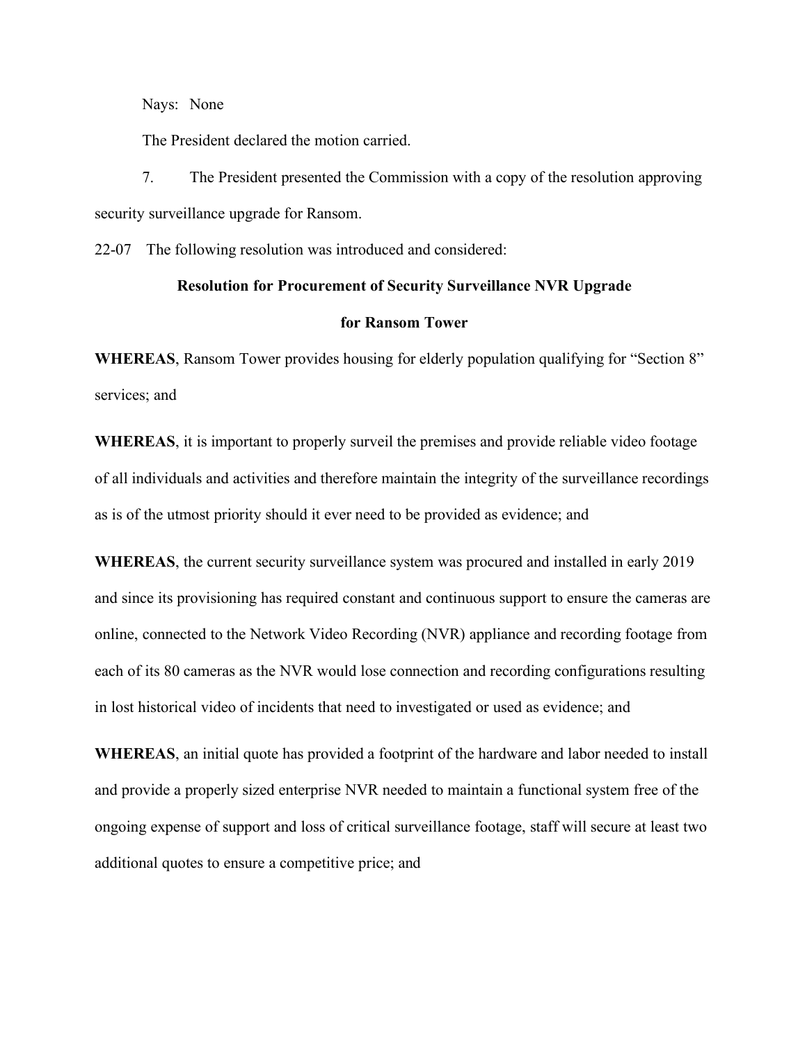Nays: None

The President declared the motion carried.

7. The President presented the Commission with a copy of the resolution approving security surveillance upgrade for Ransom.

22-07 The following resolution was introduced and considered:

**Resolution for Procurement of Security Surveillance NVR Upgrade**

**for Ransom Tower**

**WHEREAS**, Ransom Tower provides housing for elderly population qualifying for "Section 8" services; and

**WHEREAS**, it is important to properly surveil the premises and provide reliable video footage of all individuals and activities and therefore maintain the integrity of the surveillance recordings as is of the utmost priority should it ever need to be provided as evidence; and

**WHEREAS**, the current security surveillance system was procured and installed in early 2019 and since its provisioning has required constant and continuous support to ensure the cameras are online, connected to the Network Video Recording (NVR) appliance and recording footage from each of its 80 cameras as the NVR would lose connection and recording configurations resulting in lost historical video of incidents that need to investigated or used as evidence; and

**WHEREAS**, an initial quote has provided a footprint of the hardware and labor needed to install and provide a properly sized enterprise NVR needed to maintain a functional system free of the ongoing expense of support and loss of critical surveillance footage, staff will secure at least two additional quotes to ensure a competitive price; and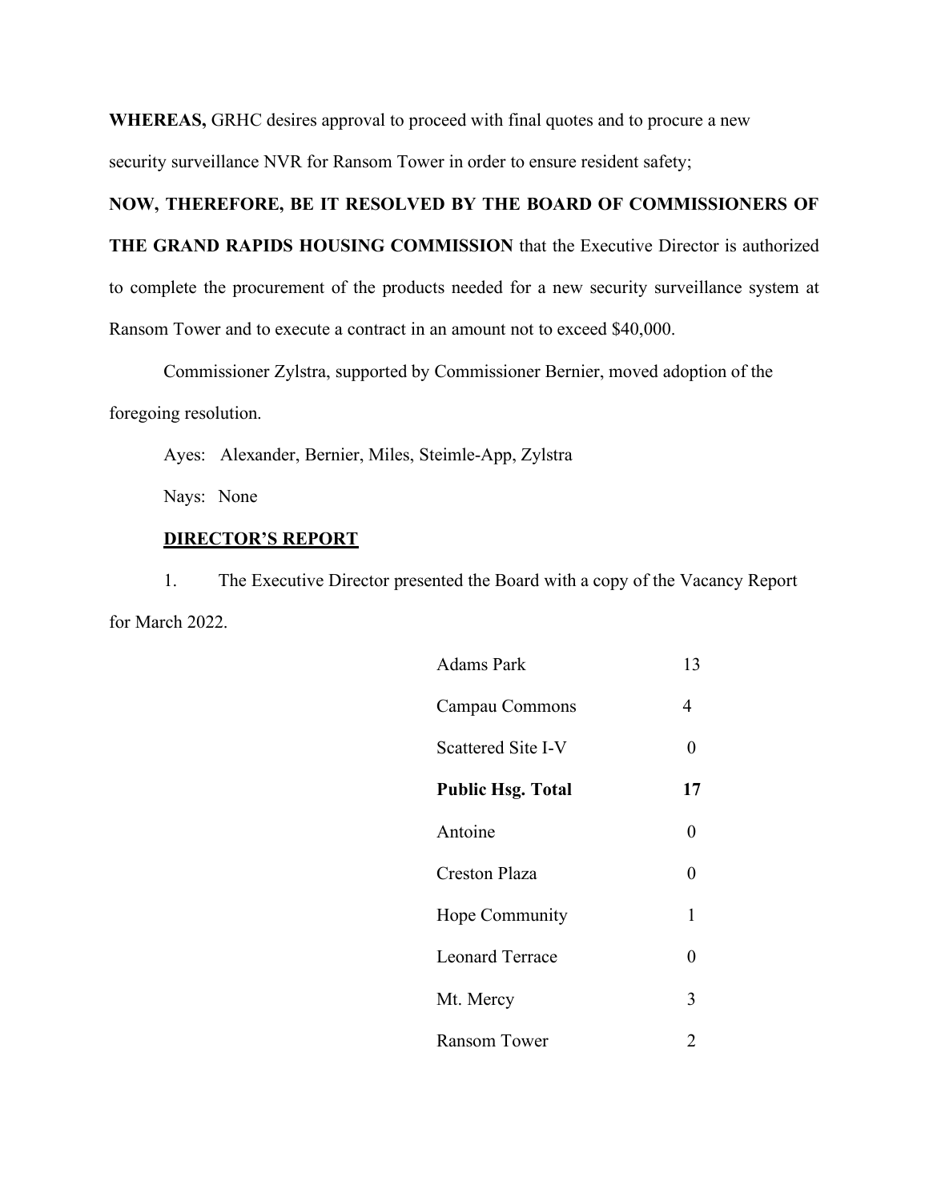**WHEREAS,** GRHC desires approval to proceed with final quotes and to procure a new security surveillance NVR for Ransom Tower in order to ensure resident safety;

**NOW, THEREFORE, BE IT RESOLVED BY THE BOARD OF COMMISSIONERS OF THE GRAND RAPIDS HOUSING COMMISSION** that the Executive Director is authorized to complete the procurement of the products needed for a new security surveillance system at Ransom Tower and to execute a contract in an amount not to exceed $40,000.

Commissioner Zylstra, supported by Commissioner Bernier, moved adoption of the foregoing resolution.

Ayes: Alexander, Bernier, Miles, Steimle-App, Zylstra

Nays: None

**DIRECTOR'S REPORT**

1. The Executive Director presented the Board with a copy of the Vacancy Report for March 2022.

| | |
|---|---|
| Adams Park | 13 |
| Campau Commons | 4 |
| Scattered Site I-V | 0 |
| **Public Hsg. Total** | **17** |
| Antoine | 0 |
| Creston Plaza | 0 |
| Hope Community | 1 |
| Leonard Terrace | 0 |
| Mt. Mercy | 3 |
| Ransom Tower | 2 |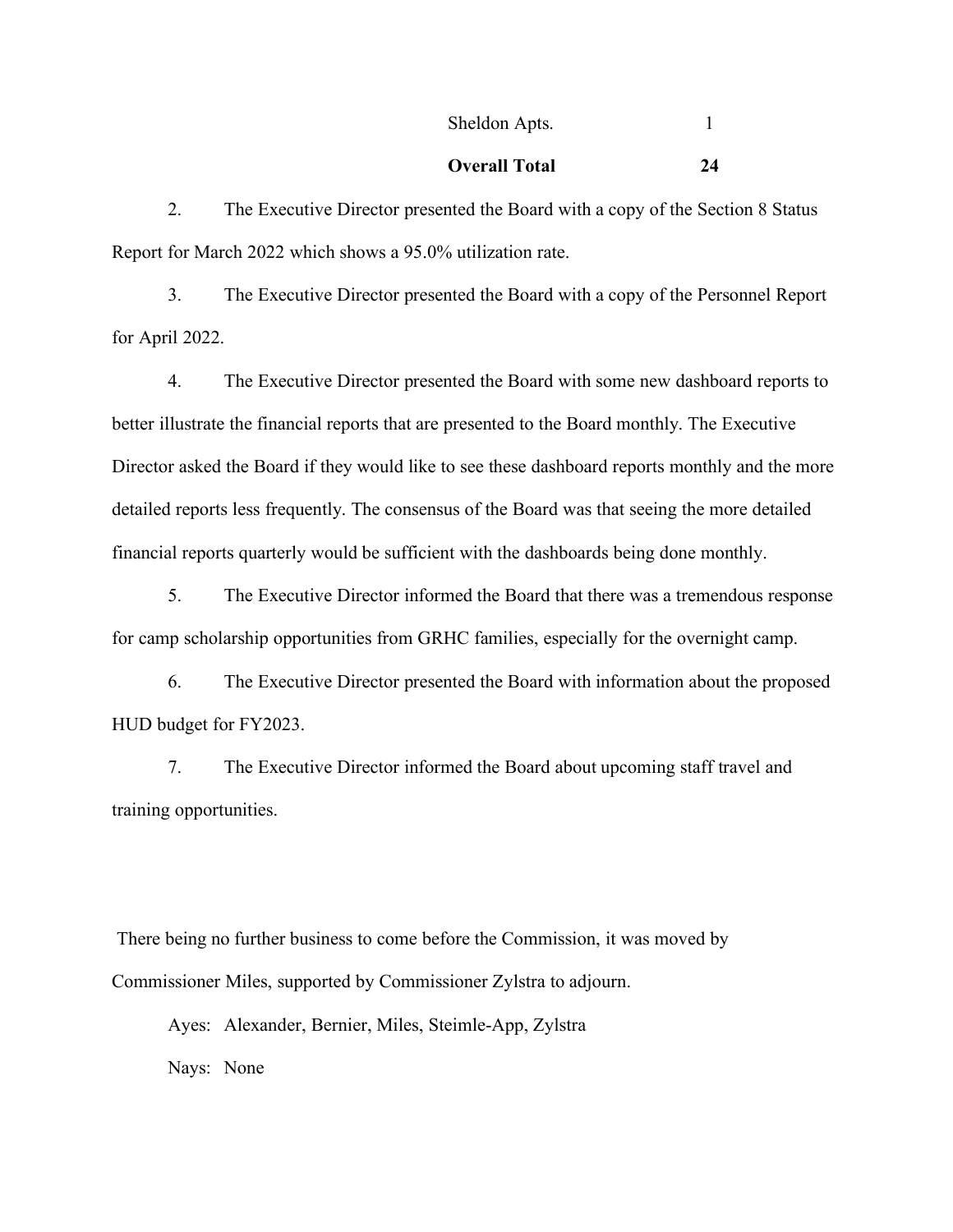| | |
|---|---|
| Sheldon Apts. | 1 |
| **Overall Total** | **24** |

2. The Executive Director presented the Board with a copy of the Section 8 Status Report for March 2022 which shows a 95.0% utilization rate.

3. The Executive Director presented the Board with a copy of the Personnel Report for April 2022.

4. The Executive Director presented the Board with some new dashboard reports to better illustrate the financial reports that are presented to the Board monthly. The Executive Director asked the Board if they would like to see these dashboard reports monthly and the more detailed reports less frequently. The consensus of the Board was that seeing the more detailed financial reports quarterly would be sufficient with the dashboards being done monthly.

5. The Executive Director informed the Board that there was a tremendous response for camp scholarship opportunities from GRHC families, especially for the overnight camp.

6. The Executive Director presented the Board with information about the proposed HUD budget for FY2023.

7. The Executive Director informed the Board about upcoming staff travel and training opportunities.

There being no further business to come before the Commission, it was moved by Commissioner Miles, supported by Commissioner Zylstra to adjourn.

Ayes: Alexander, Bernier, Miles, Steimle-App, Zylstra

Nays: None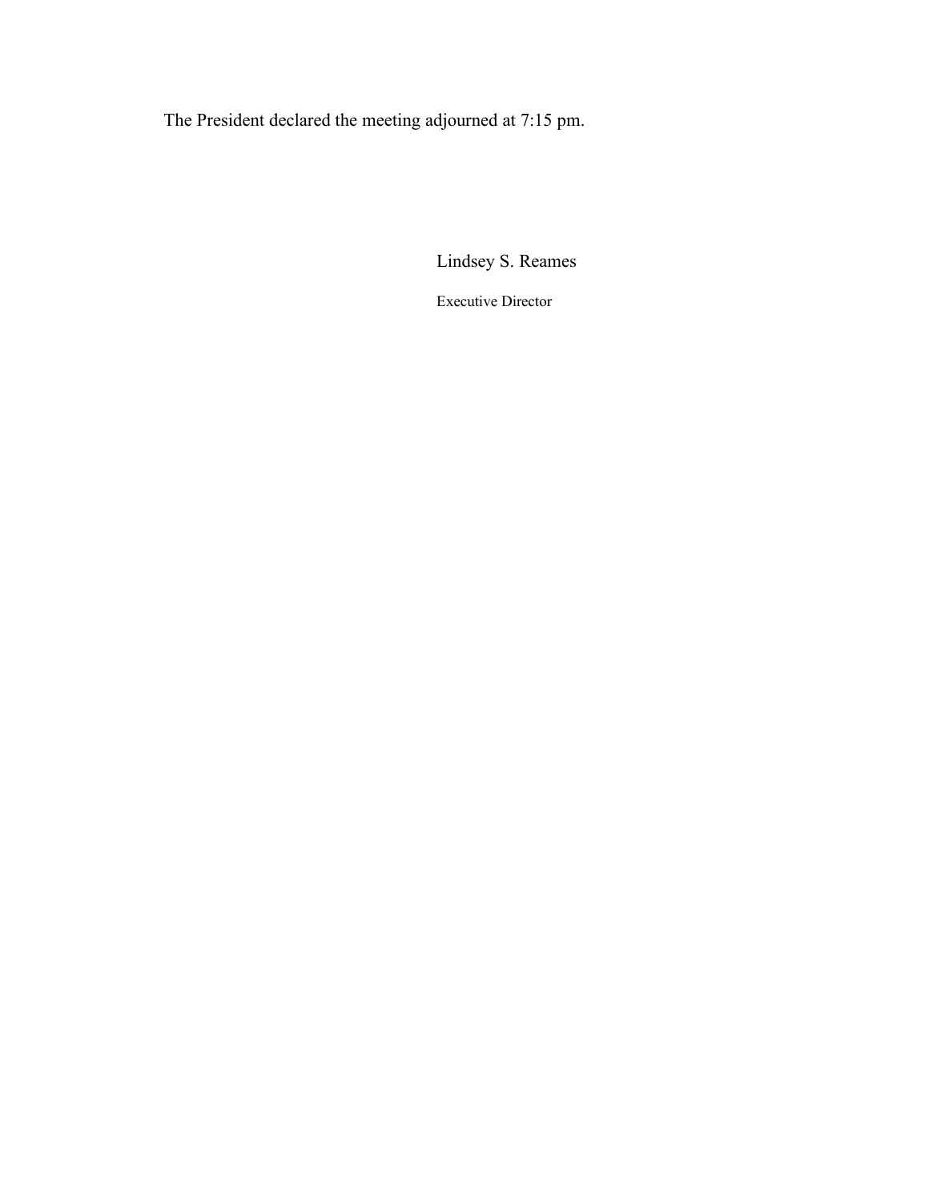The President declared the meeting adjourned at 7:15 pm.

Lindsey S. Reames

Executive Director